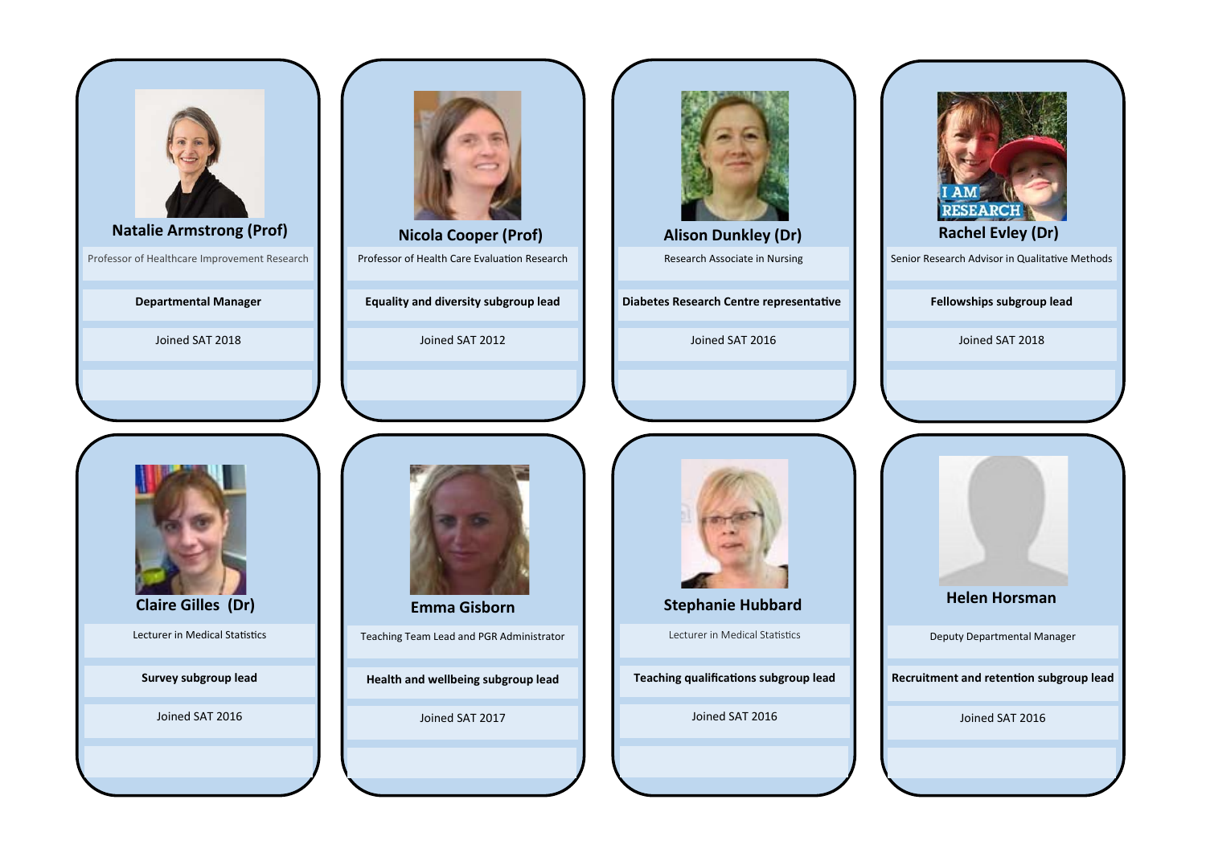**Natalie Armstrong (Prof)**

Professor of Healthcare Improvement Research

**Departmental Manager**

Joined SAT 2018

**Nicola Cooper (Prof)**

Professor of Health Care Evaluation Research

**Equality and diversity subgroup lead**

Joined SAT 2012

**Alison Dunkley (Dr)**

Research Associate in Nursing

**Diabetes Research Centre representative**

Joined SAT 2016

**Rachel Evley (Dr)**

Senior Research Advisor in Qualitative Methods

**Fellowships subgroup lead**

Joined SAT 2018

**Claire Gilles (Dr)**

Lecturer in Medical Statistics

**Survey subgroup lead**

Joined SAT 2016

**Emma Gisborn**

Teaching Team Lead and PGR Administrator

**Health and wellbeing subgroup lead**

Joined SAT 2017

**Stephanie Hubbard**

Lecturer in Medical Statistics

**Teaching qualifications subgroup lead**

Joined SAT 2016

**Helen Horsman**

Deputy Departmental Manager

**Recruitment and retention subgroup lead**

Joined SAT 2016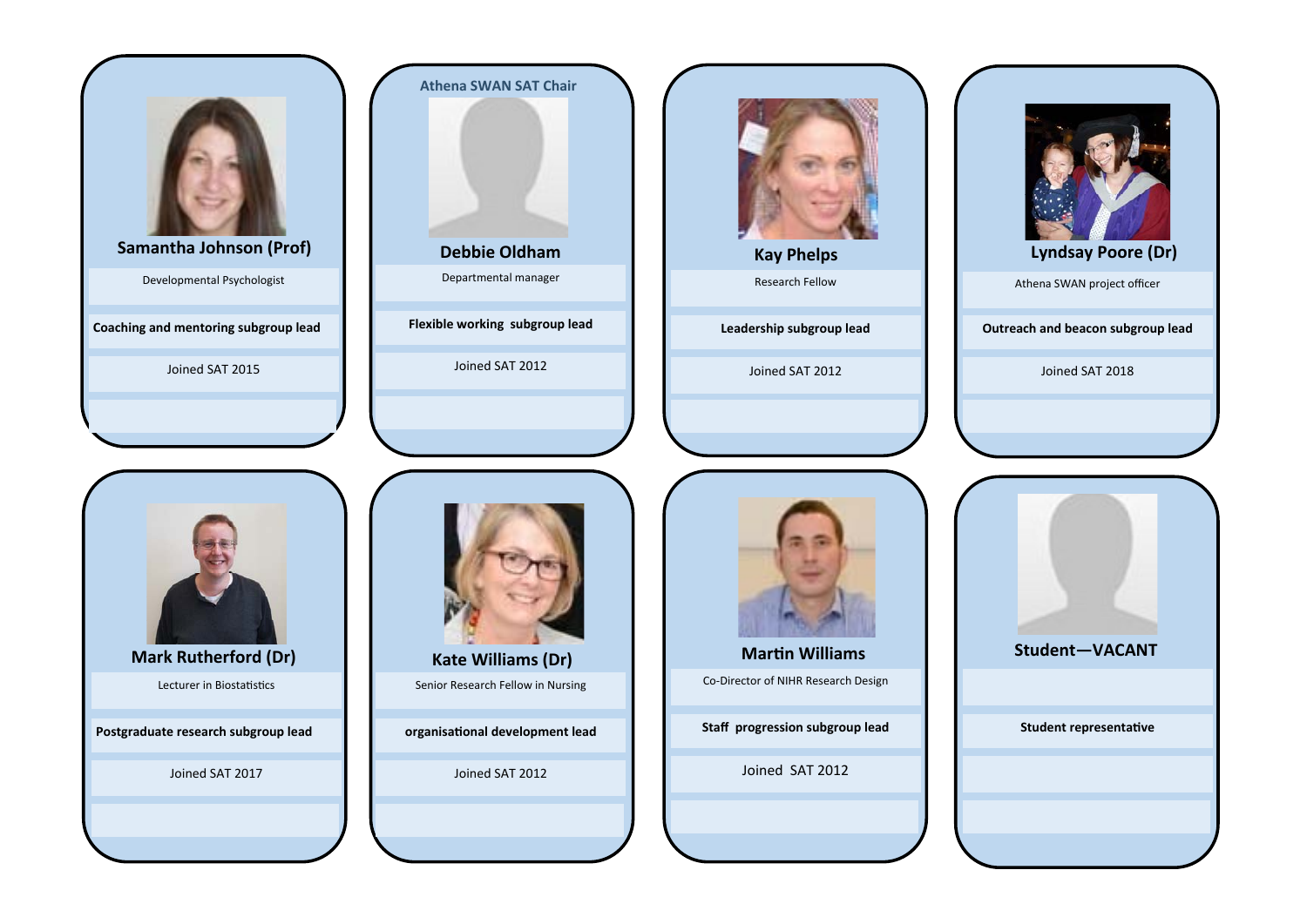**Samantha Johnson (Prof)**

Developmental Psychologist

**Coaching and mentoring subgroup lead**

Joined SAT 2015

Athena SWAN SAT Chair

**Debbie Oldham**

Departmental manager

**Flexible working subgroup lead**

Joined SAT 2012

**Kay Phelps**

Research Fellow

**Leadership subgroup lead**

Joined SAT 2012

**Lyndsay Poore (Dr)**

Athena SWAN project officer

**Outreach and beacon subgroup lead**

Joined SAT 2018

**Mark Rutherford (Dr)**

Lecturer in Biostatistics

**Postgraduate research subgroup lead**

Joined SAT 2017

**Kate Williams (Dr)**

Senior Research Fellow in Nursing

**organisational development lead**

Joined SAT 2012

**Martin Williams**

Co-Director of NIHR Research Design

**Staff progression subgroup lead**

Joined SAT 2012

**Student—VACANT**

**Student representative**